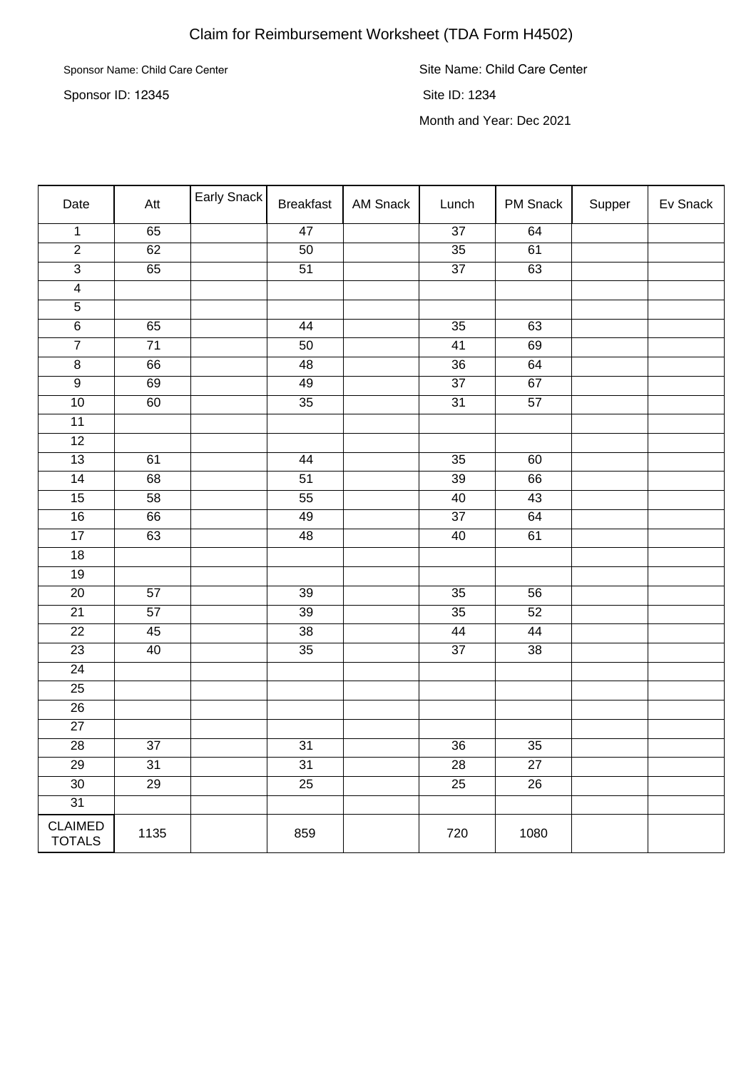# Claim for Reimbursement Worksheet (TDA Form H4502)

Sponsor Name: Child Care Center

Sponsor ID: 12345

Site Name: Child Care Center

Site ID: 1234

Month and Year: Dec 2021

| Date | Att | Early Snack | Breakfast | AM Snack | Lunch | PM Snack | Supper | Ev Snack |
|---|---|---|---|---|---|---|---|---|
| 1 | 65 | | 47 | | 37 | 64 | | |
| 2 | 62 | | 50 | | 35 | 61 | | |
| 3 | 65 | | 51 | | 37 | 63 | | |
| 4 | | | | | | | | |
| 5 | | | | | | | | |
| 6 | 65 | | 44 | | 35 | 63 | | |
| 7 | 71 | | 50 | | 41 | 69 | | |
| 8 | 66 | | 48 | | 36 | 64 | | |
| 9 | 69 | | 49 | | 37 | 67 | | |
| 10 | 60 | | 35 | | 31 | 57 | | |
| 11 | | | | | | | | |
| 12 | | | | | | | | |
| 13 | 61 | | 44 | | 35 | 60 | | |
| 14 | 68 | | 51 | | 39 | 66 | | |
| 15 | 58 | | 55 | | 40 | 43 | | |
| 16 | 66 | | 49 | | 37 | 64 | | |
| 17 | 63 | | 48 | | 40 | 61 | | |
| 18 | | | | | | | | |
| 19 | | | | | | | | |
| 20 | 57 | | 39 | | 35 | 56 | | |
| 21 | 57 | | 39 | | 35 | 52 | | |
| 22 | 45 | | 38 | | 44 | 44 | | |
| 23 | 40 | | 35 | | 37 | 38 | | |
| 24 | | | | | | | | |
| 25 | | | | | | | | |
| 26 | | | | | | | | |
| 27 | | | | | | | | |
| 28 | 37 | | 31 | | 36 | 35 | | |
| 29 | 31 | | 31 | | 28 | 27 | | |
| 30 | 29 | | 25 | | 25 | 26 | | |
| 31 | | | | | | | | |
| CLAIMED TOTALS | 1135 | | 859 | | 720 | 1080 | | |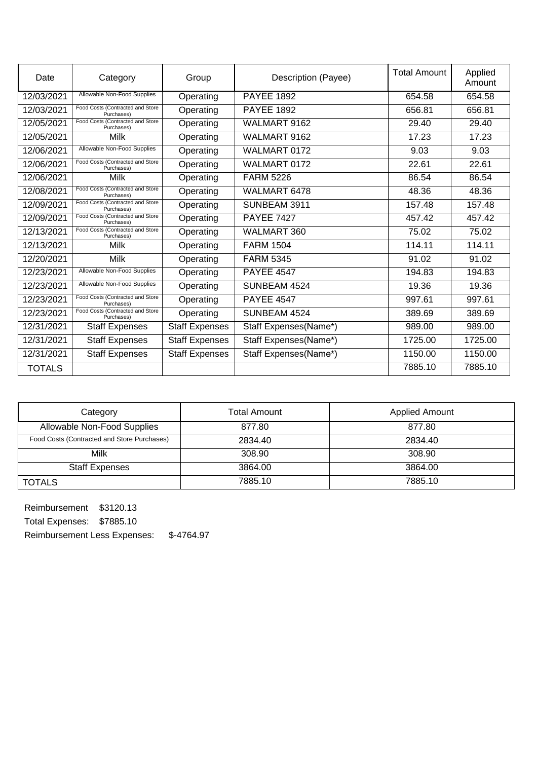| Date | Category | Group | Description (Payee) | Total Amount | Applied Amount |
|---|---|---|---|---|---|
| 12/03/2021 | Allowable Non-Food Supplies | Operating | PAYEE 1892 | 654.58 | 654.58 |
| 12/03/2021 | Food Costs (Contracted and Store Purchases) | Operating | PAYEE 1892 | 656.81 | 656.81 |
| 12/05/2021 | Food Costs (Contracted and Store Purchases) | Operating | WALMART 9162 | 29.40 | 29.40 |
| 12/05/2021 | Milk | Operating | WALMART 9162 | 17.23 | 17.23 |
| 12/06/2021 | Allowable Non-Food Supplies | Operating | WALMART 0172 | 9.03 | 9.03 |
| 12/06/2021 | Food Costs (Contracted and Store Purchases) | Operating | WALMART 0172 | 22.61 | 22.61 |
| 12/06/2021 | Milk | Operating | FARM 5226 | 86.54 | 86.54 |
| 12/08/2021 | Food Costs (Contracted and Store Purchases) | Operating | WALMART 6478 | 48.36 | 48.36 |
| 12/09/2021 | Food Costs (Contracted and Store Purchases) | Operating | SUNBEAM 3911 | 157.48 | 157.48 |
| 12/09/2021 | Food Costs (Contracted and Store Purchases) | Operating | PAYEE 7427 | 457.42 | 457.42 |
| 12/13/2021 | Food Costs (Contracted and Store Purchases) | Operating | WALMART 360 | 75.02 | 75.02 |
| 12/13/2021 | Milk | Operating | FARM 1504 | 114.11 | 114.11 |
| 12/20/2021 | Milk | Operating | FARM 5345 | 91.02 | 91.02 |
| 12/23/2021 | Allowable Non-Food Supplies | Operating | PAYEE 4547 | 194.83 | 194.83 |
| 12/23/2021 | Allowable Non-Food Supplies | Operating | SUNBEAM 4524 | 19.36 | 19.36 |
| 12/23/2021 | Food Costs (Contracted and Store Purchases) | Operating | PAYEE 4547 | 997.61 | 997.61 |
| 12/23/2021 | Food Costs (Contracted and Store Purchases) | Operating | SUNBEAM 4524 | 389.69 | 389.69 |
| 12/31/2021 | Staff Expenses | Staff Expenses | Staff Expenses(Name*) | 989.00 | 989.00 |
| 12/31/2021 | Staff Expenses | Staff Expenses | Staff Expenses(Name*) | 1725.00 | 1725.00 |
| 12/31/2021 | Staff Expenses | Staff Expenses | Staff Expenses(Name*) | 1150.00 | 1150.00 |
| TOTALS | | | | 7885.10 | 7885.10 |

| Category | Total Amount | Applied Amount |
|---|---|---|
| Allowable Non-Food Supplies | 877.80 | 877.80 |
| Food Costs (Contracted and Store Purchases) | 2834.40 | 2834.40 |
| Milk | 308.90 | 308.90 |
| Staff Expenses | 3864.00 | 3864.00 |
| TOTALS | 7885.10 | 7885.10 |

Reimbursement $3120.13

Total Expenses: $7885.10

Reimbursement Less Expenses: $-4764.97